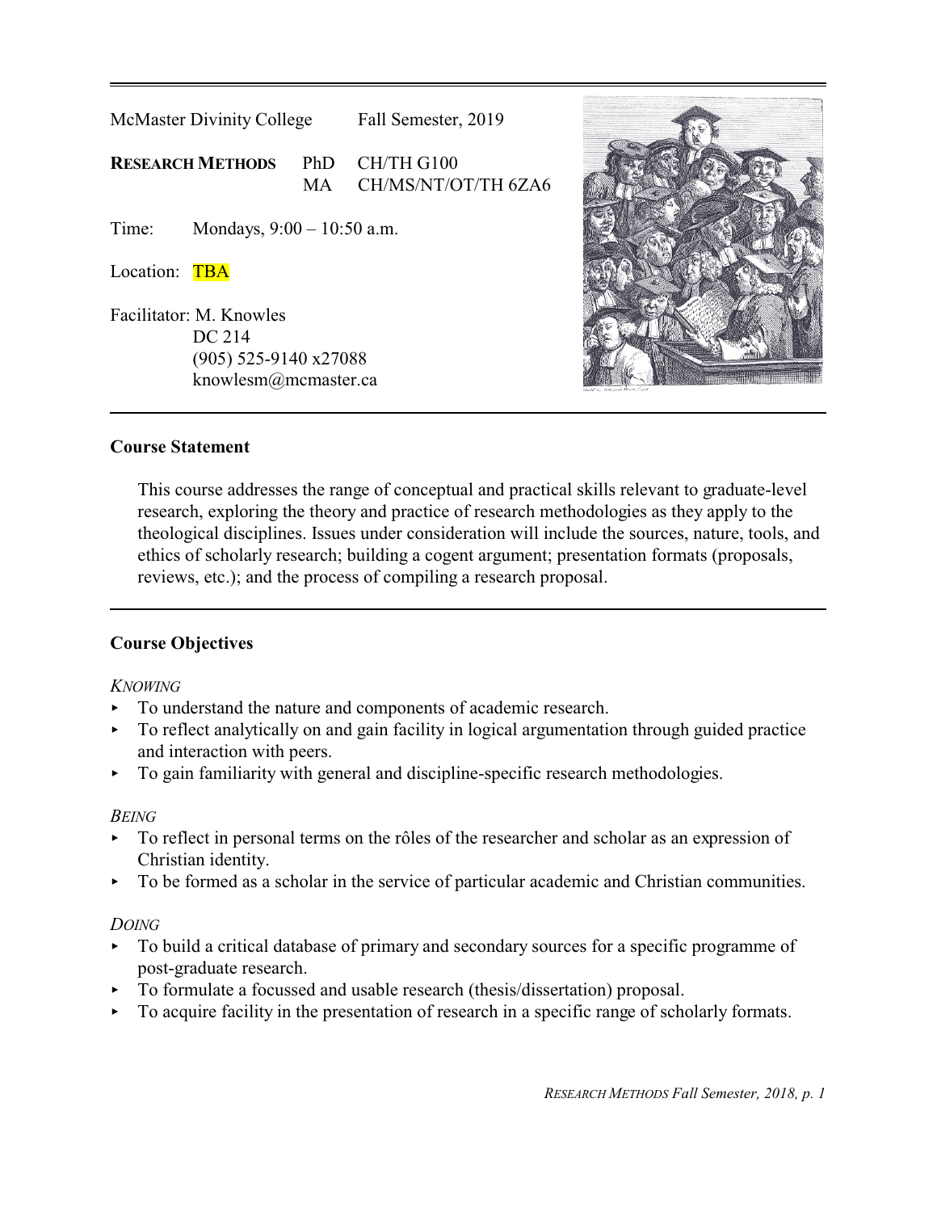McMaster Divinity College Fall Semester, 2019

**RESEARCH METHODS** PhD CH/TH G100
MA CH/MS/NT/OT/TH 6ZA6

Time: Mondays, 9:00 – 10:50 a.m.

Location: TBA

Facilitator: M. Knowles
DC 214
(905) 525-9140 x27088
knowlesm@mcmaster.ca

---

## Course Statement

This course addresses the range of conceptual and practical skills relevant to graduate-level research, exploring the theory and practice of research methodologies as they apply to the theological disciplines. Issues under consideration will include the sources, nature, tools, and ethics of scholarly research; building a cogent argument; presentation formats (proposals, reviews, etc.); and the process of compiling a research proposal.

---

## Course Objectives

*KNOWING*

- To understand the nature and components of academic research.
- To reflect analytically on and gain facility in logical argumentation through guided practice and interaction with peers.
- To gain familiarity with general and discipline-specific research methodologies.

*BEING*

- To reflect in personal terms on the rôles of the researcher and scholar as an expression of Christian identity.
- To be formed as a scholar in the service of particular academic and Christian communities.

*DOING*

- To build a critical database of primary and secondary sources for a specific programme of post-graduate research.
- To formulate a focussed and usable research (thesis/dissertation) proposal.
- To acquire facility in the presentation of research in a specific range of scholarly formats.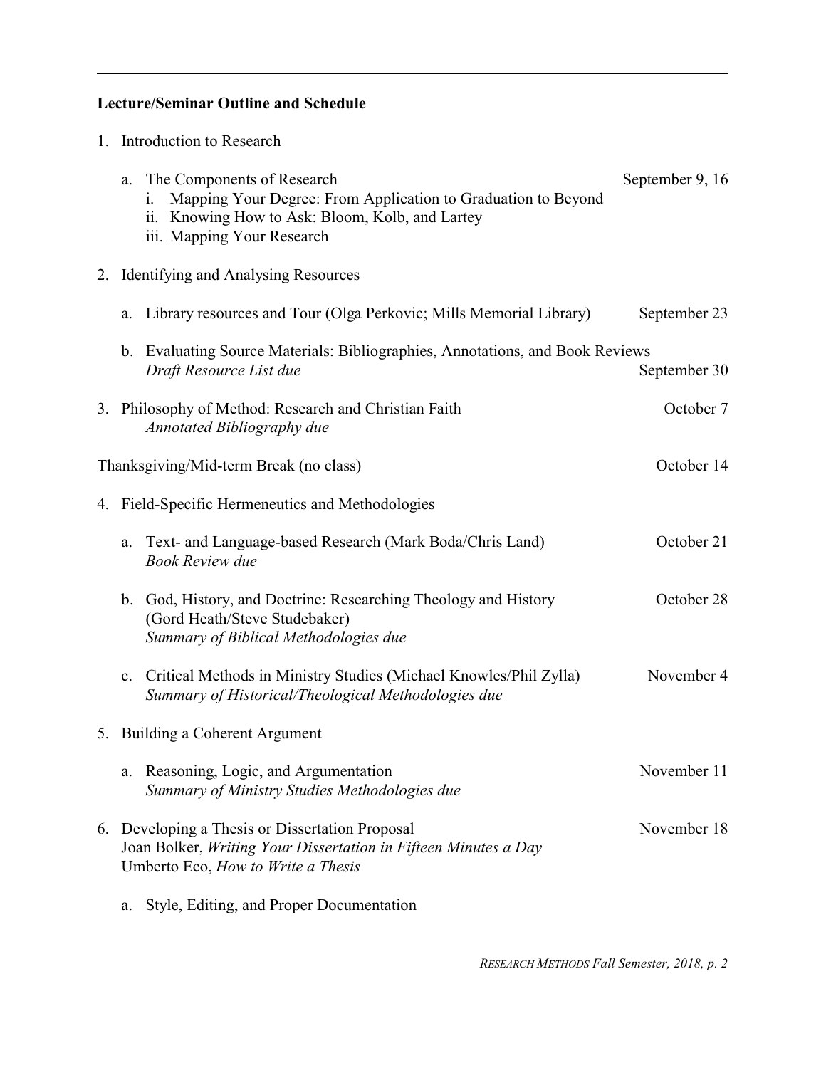**Lecture/Seminar Outline and Schedule**

1. Introduction to Research
   - a. The Components of Research — September 9, 16
     - i. Mapping Your Degree: From Application to Graduation to Beyond
     - ii. Knowing How to Ask: Bloom, Kolb, and Lartey
     - iii. Mapping Your Research

2. Identifying and Analysing Resources
   - a. Library resources and Tour (Olga Perkovic; Mills Memorial Library) — September 23
   - b. Evaluating Source Materials: Bibliographies, Annotations, and Book Reviews
     *Draft Resource List due* — September 30

3. Philosophy of Method: Research and Christian Faith — October 7
   *Annotated Bibliography due*

Thanksgiving/Mid-term Break (no class) — October 14

4. Field-Specific Hermeneutics and Methodologies
   - a. Text- and Language-based Research (Mark Boda/Chris Land) — October 21
     *Book Review due*
   - b. God, History, and Doctrine: Researching Theology and History (Gord Heath/Steve Studebaker) — October 28
     *Summary of Biblical Methodologies due*
   - c. Critical Methods in Ministry Studies (Michael Knowles/Phil Zylla) — November 4
     *Summary of Historical/Theological Methodologies due*

5. Building a Coherent Argument
   - a. Reasoning, Logic, and Argumentation — November 11
     *Summary of Ministry Studies Methodologies due*

6. Developing a Thesis or Dissertation Proposal — November 18
   Joan Bolker, *Writing Your Dissertation in Fifteen Minutes a Day*
   Umberto Eco, *How to Write a Thesis*
   - a. Style, Editing, and Proper Documentation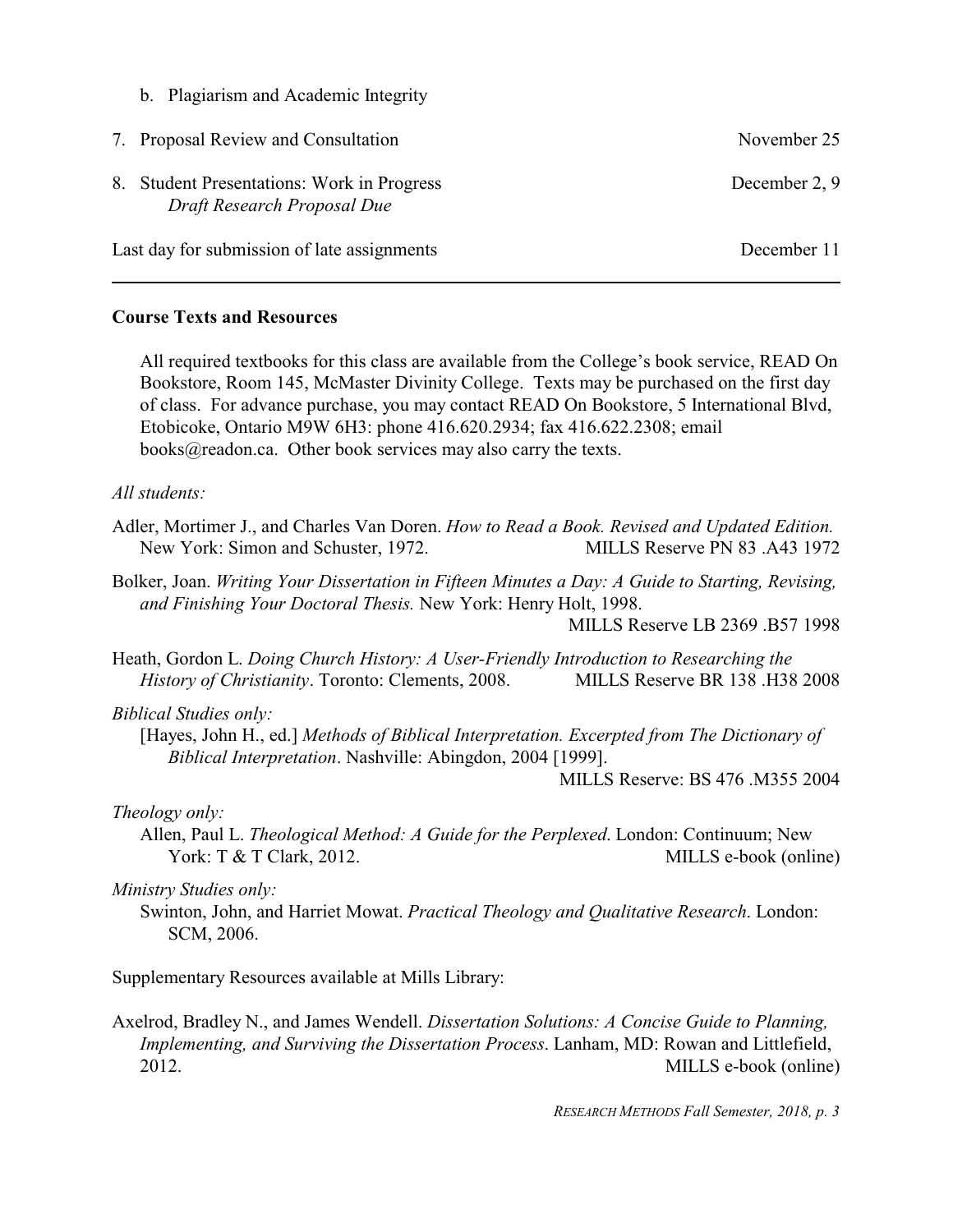b. Plagiarism and Academic Integrity

7. Proposal Review and Consultation — November 25

8. Student Presentations: Work in Progress — December 2, 9
   *Draft Research Proposal Due*

Last day for submission of late assignments — December 11

---

**Course Texts and Resources**

All required textbooks for this class are available from the College's book service, READ On Bookstore, Room 145, McMaster Divinity College. Texts may be purchased on the first day of class. For advance purchase, you may contact READ On Bookstore, 5 International Blvd, Etobicoke, Ontario M9W 6H3: phone 416.620.2934; fax 416.622.2308; email books@readon.ca. Other book services may also carry the texts.

*All students:*

Adler, Mortimer J., and Charles Van Doren. *How to Read a Book. Revised and Updated Edition.* New York: Simon and Schuster, 1972. MILLS Reserve PN 83 .A43 1972

Bolker, Joan. *Writing Your Dissertation in Fifteen Minutes a Day: A Guide to Starting, Revising, and Finishing Your Doctoral Thesis.* New York: Henry Holt, 1998. MILLS Reserve LB 2369 .B57 1998

Heath, Gordon L. *Doing Church History: A User-Friendly Introduction to Researching the History of Christianity*. Toronto: Clements, 2008. MILLS Reserve BR 138 .H38 2008

*Biblical Studies only:*

[Hayes, John H., ed.] *Methods of Biblical Interpretation. Excerpted from The Dictionary of Biblical Interpretation*. Nashville: Abingdon, 2004 [1999]. MILLS Reserve: BS 476 .M355 2004

*Theology only:*

Allen, Paul L. *Theological Method: A Guide for the Perplexed*. London: Continuum; New York: T & T Clark, 2012. MILLS e-book (online)

*Ministry Studies only:*

Swinton, John, and Harriet Mowat. *Practical Theology and Qualitative Research*. London: SCM, 2006.

Supplementary Resources available at Mills Library:

Axelrod, Bradley N., and James Wendell. *Dissertation Solutions: A Concise Guide to Planning, Implementing, and Surviving the Dissertation Process*. Lanham, MD: Rowan and Littlefield, 2012. MILLS e-book (online)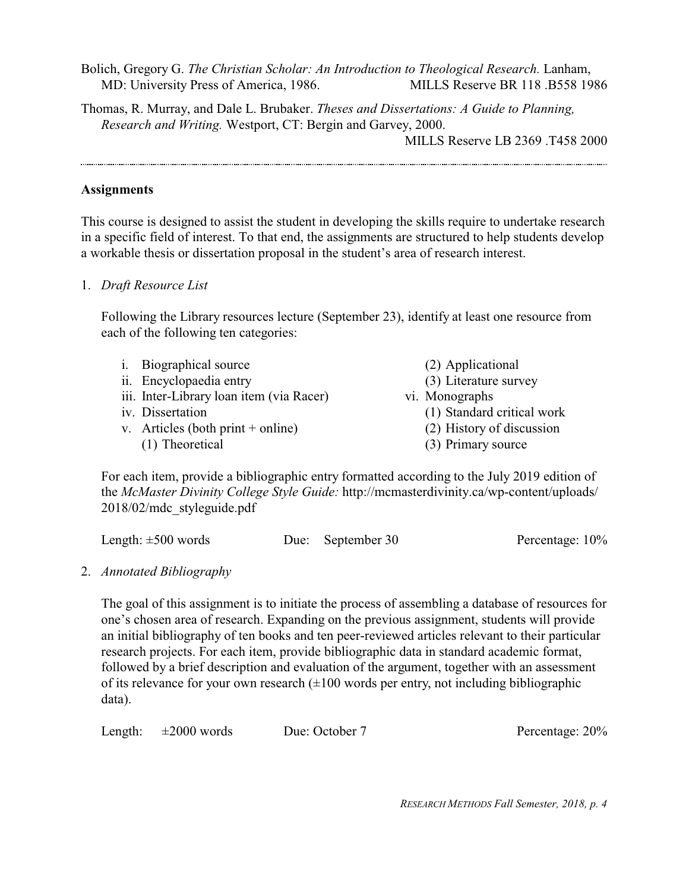Bolich, Gregory G. *The Christian Scholar: An Introduction to Theological Research.* Lanham, MD: University Press of America, 1986. MILLS Reserve BR 118 .B558 1986

Thomas, R. Murray, and Dale L. Brubaker. *Theses and Dissertations: A Guide to Planning, Research and Writing.* Westport, CT: Bergin and Garvey, 2000. MILLS Reserve LB 2369 .T458 2000

---

**Assignments**

This course is designed to assist the student in developing the skills require to undertake research in a specific field of interest. To that end, the assignments are structured to help students develop a workable thesis or dissertation proposal in the student's area of research interest.

1. *Draft Resource List*

   Following the Library resources lecture (September 23), identify at least one resource from each of the following ten categories:

   i. Biographical source
   ii. Encyclopaedia entry
   iii. Inter-Library loan item (via Racer)
   iv. Dissertation
   v. Articles (both print + online)
      (1) Theoretical
      (2) Applicational
      (3) Literature survey
   vi. Monographs
      (1) Standard critical work
      (2) History of discussion
      (3) Primary source

   For each item, provide a bibliographic entry formatted according to the July 2019 edition of the *McMaster Divinity College Style Guide:* http://mcmasterdivinity.ca/wp-content/uploads/2018/02/mdc_styleguide.pdf

   Length: ±500 words    Due: September 30    Percentage: 10%

2. *Annotated Bibliography*

   The goal of this assignment is to initiate the process of assembling a database of resources for one's chosen area of research. Expanding on the previous assignment, students will provide an initial bibliography of ten books and ten peer-reviewed articles relevant to their particular research projects. For each item, provide bibliographic data in standard academic format, followed by a brief description and evaluation of the argument, together with an assessment of its relevance for your own research (±100 words per entry, not including bibliographic data).

   Length: ±2000 words    Due: October 7    Percentage: 20%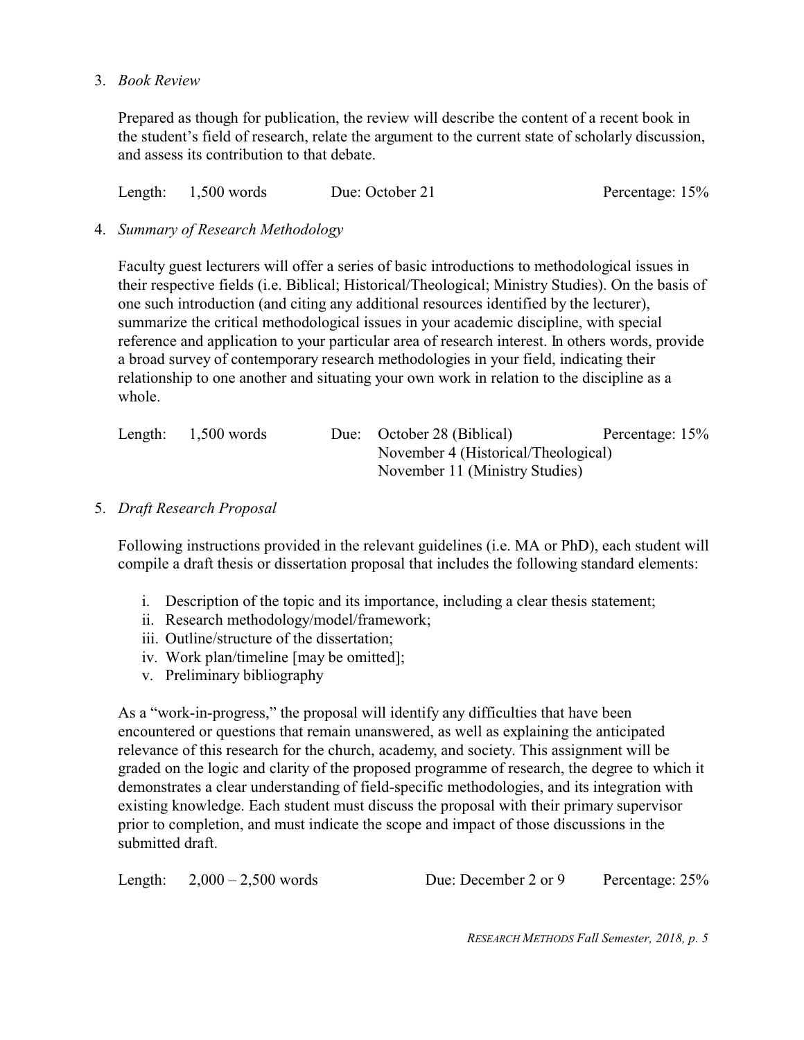3. *Book Review*

   Prepared as though for publication, the review will describe the content of a recent book in the student's field of research, relate the argument to the current state of scholarly discussion, and assess its contribution to that debate.

   Length: 1,500 words    Due: October 21    Percentage: 15%

4. *Summary of Research Methodology*

   Faculty guest lecturers will offer a series of basic introductions to methodological issues in their respective fields (i.e. Biblical; Historical/Theological; Ministry Studies). On the basis of one such introduction (and citing any additional resources identified by the lecturer), summarize the critical methodological issues in your academic discipline, with special reference and application to your particular area of research interest. In others words, provide a broad survey of contemporary research methodologies in your field, indicating their relationship to one another and situating your own work in relation to the discipline as a whole.

   Length: 1,500 words    Due: October 28 (Biblical)    Percentage: 15%
   November 4 (Historical/Theological)
   November 11 (Ministry Studies)

5. *Draft Research Proposal*

   Following instructions provided in the relevant guidelines (i.e. MA or PhD), each student will compile a draft thesis or dissertation proposal that includes the following standard elements:

   i. Description of the topic and its importance, including a clear thesis statement;
   ii. Research methodology/model/framework;
   iii. Outline/structure of the dissertation;
   iv. Work plan/timeline [may be omitted];
   v. Preliminary bibliography

   As a "work-in-progress," the proposal will identify any difficulties that have been encountered or questions that remain unanswered, as well as explaining the anticipated relevance of this research for the church, academy, and society. This assignment will be graded on the logic and clarity of the proposed programme of research, the degree to which it demonstrates a clear understanding of field-specific methodologies, and its integration with existing knowledge. Each student must discuss the proposal with their primary supervisor prior to completion, and must indicate the scope and impact of those discussions in the submitted draft.

   Length: 2,000 – 2,500 words    Due: December 2 or 9    Percentage: 25%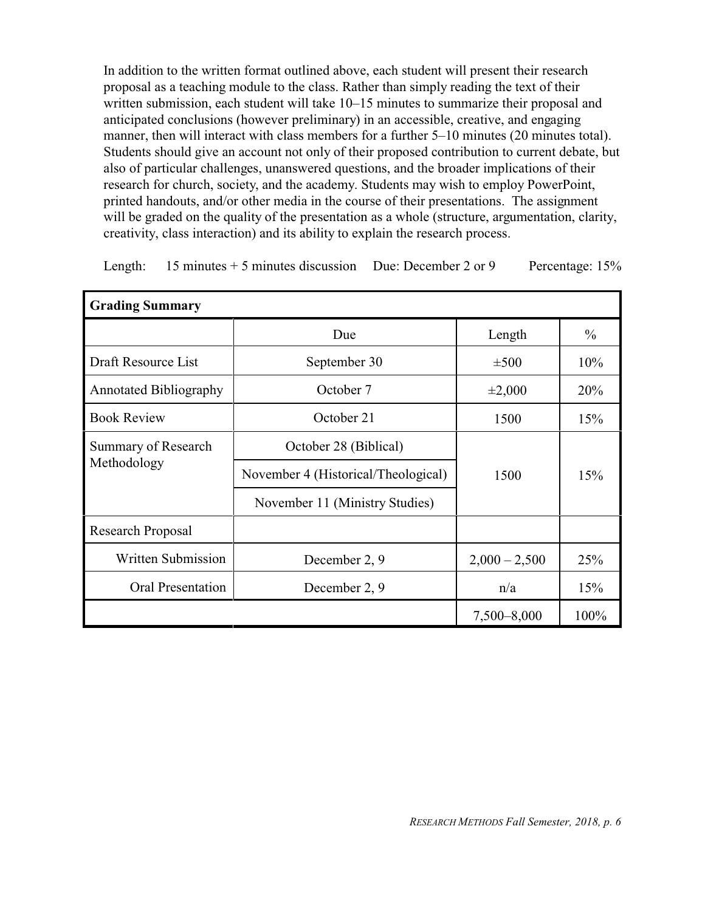In addition to the written format outlined above, each student will present their research proposal as a teaching module to the class. Rather than simply reading the text of their written submission, each student will take 10–15 minutes to summarize their proposal and anticipated conclusions (however preliminary) in an accessible, creative, and engaging manner, then will interact with class members for a further 5–10 minutes (20 minutes total). Students should give an account not only of their proposed contribution to current debate, but also of particular challenges, unanswered questions, and the broader implications of their research for church, society, and the academy. Students may wish to employ PowerPoint, printed handouts, and/or other media in the course of their presentations. The assignment will be graded on the quality of the presentation as a whole (structure, argumentation, clarity, creativity, class interaction) and its ability to explain the research process.

Length: 15 minutes + 5 minutes discussion Due: December 2 or 9 Percentage: 15%

| **Grading Summary** | | | |
|---|---|---|---|
| | Due | Length | % |
| Draft Resource List | September 30 | ±500 | 10% |
| Annotated Bibliography | October 7 | ±2,000 | 20% |
| Book Review | October 21 | 1500 | 15% |
| Summary of Research Methodology | October 28 (Biblical)<br>November 4 (Historical/Theological)<br>November 11 (Ministry Studies) | 1500 | 15% |
| Research Proposal | | | |
| Written Submission | December 2, 9 | 2,000 – 2,500 | 25% |
| Oral Presentation | December 2, 9 | n/a | 15% |
| | | 7,500–8,000 | 100% |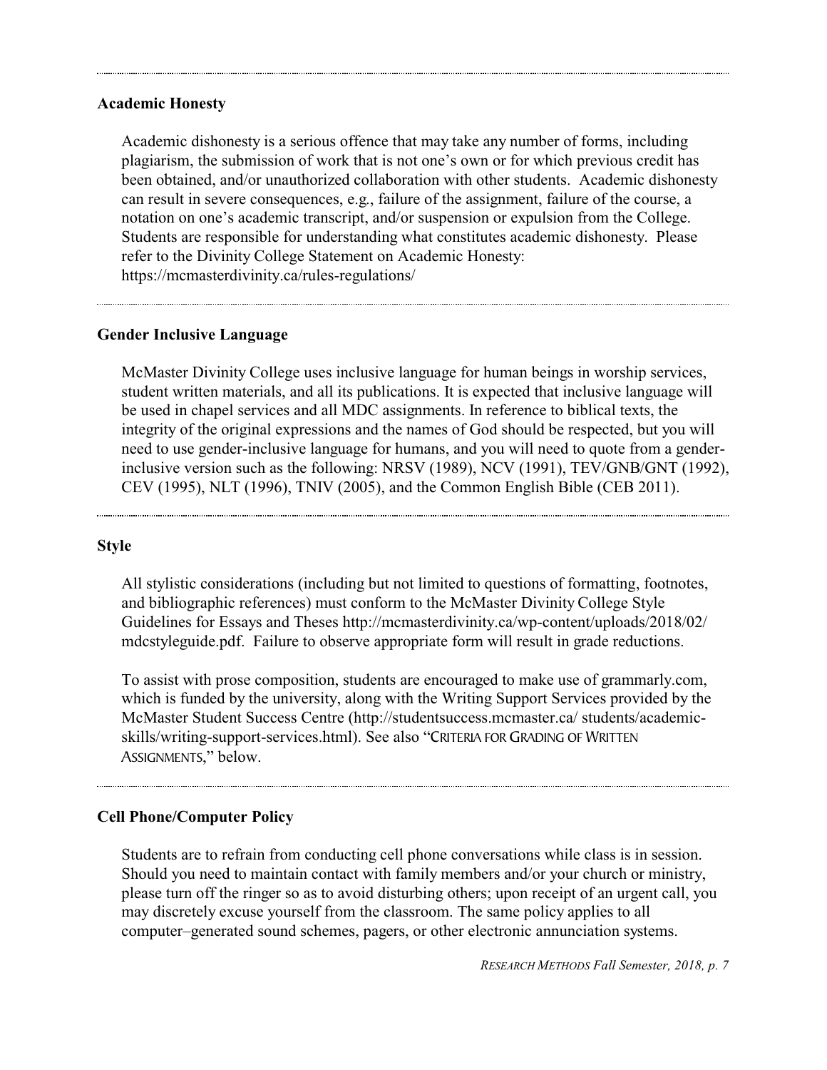## Academic Honesty

Academic dishonesty is a serious offence that may take any number of forms, including plagiarism, the submission of work that is not one's own or for which previous credit has been obtained, and/or unauthorized collaboration with other students. Academic dishonesty can result in severe consequences, e.g., failure of the assignment, failure of the course, a notation on one's academic transcript, and/or suspension or expulsion from the College. Students are responsible for understanding what constitutes academic dishonesty. Please refer to the Divinity College Statement on Academic Honesty: https://mcmasterdivinity.ca/rules-regulations/

## Gender Inclusive Language

McMaster Divinity College uses inclusive language for human beings in worship services, student written materials, and all its publications. It is expected that inclusive language will be used in chapel services and all MDC assignments. In reference to biblical texts, the integrity of the original expressions and the names of God should be respected, but you will need to use gender-inclusive language for humans, and you will need to quote from a gender-inclusive version such as the following: NRSV (1989), NCV (1991), TEV/GNB/GNT (1992), CEV (1995), NLT (1996), TNIV (2005), and the Common English Bible (CEB 2011).

## Style

All stylistic considerations (including but not limited to questions of formatting, footnotes, and bibliographic references) must conform to the McMaster Divinity College Style Guidelines for Essays and Theses http://mcmasterdivinity.ca/wp-content/uploads/2018/02/mdcstyleguide.pdf. Failure to observe appropriate form will result in grade reductions.

To assist with prose composition, students are encouraged to make use of grammarly.com, which is funded by the university, along with the Writing Support Services provided by the McMaster Student Success Centre (http://studentsuccess.mcmaster.ca/ students/academic-skills/writing-support-services.html). See also "CRITERIA FOR GRADING OF WRITTEN ASSIGNMENTS," below.

## Cell Phone/Computer Policy

Students are to refrain from conducting cell phone conversations while class is in session. Should you need to maintain contact with family members and/or your church or ministry, please turn off the ringer so as to avoid disturbing others; upon receipt of an urgent call, you may discretely excuse yourself from the classroom. The same policy applies to all computer–generated sound schemes, pagers, or other electronic annunciation systems.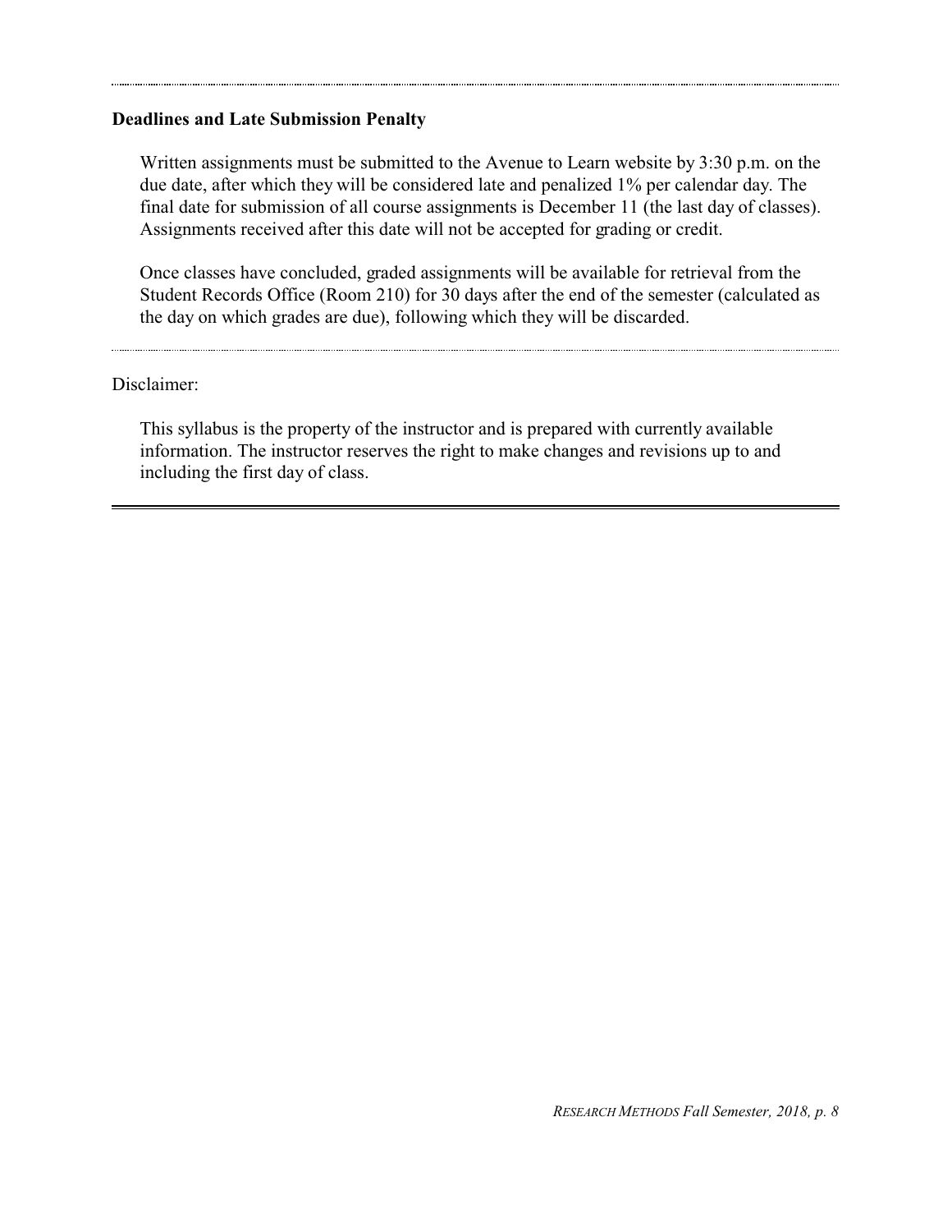**Deadlines and Late Submission Penalty**

Written assignments must be submitted to the Avenue to Learn website by 3:30 p.m. on the due date, after which they will be considered late and penalized 1% per calendar day. The final date for submission of all course assignments is December 11 (the last day of classes). Assignments received after this date will not be accepted for grading or credit.

Once classes have concluded, graded assignments will be available for retrieval from the Student Records Office (Room 210) for 30 days after the end of the semester (calculated as the day on which grades are due), following which they will be discarded.

Disclaimer:

This syllabus is the property of the instructor and is prepared with currently available information. The instructor reserves the right to make changes and revisions up to and including the first day of class.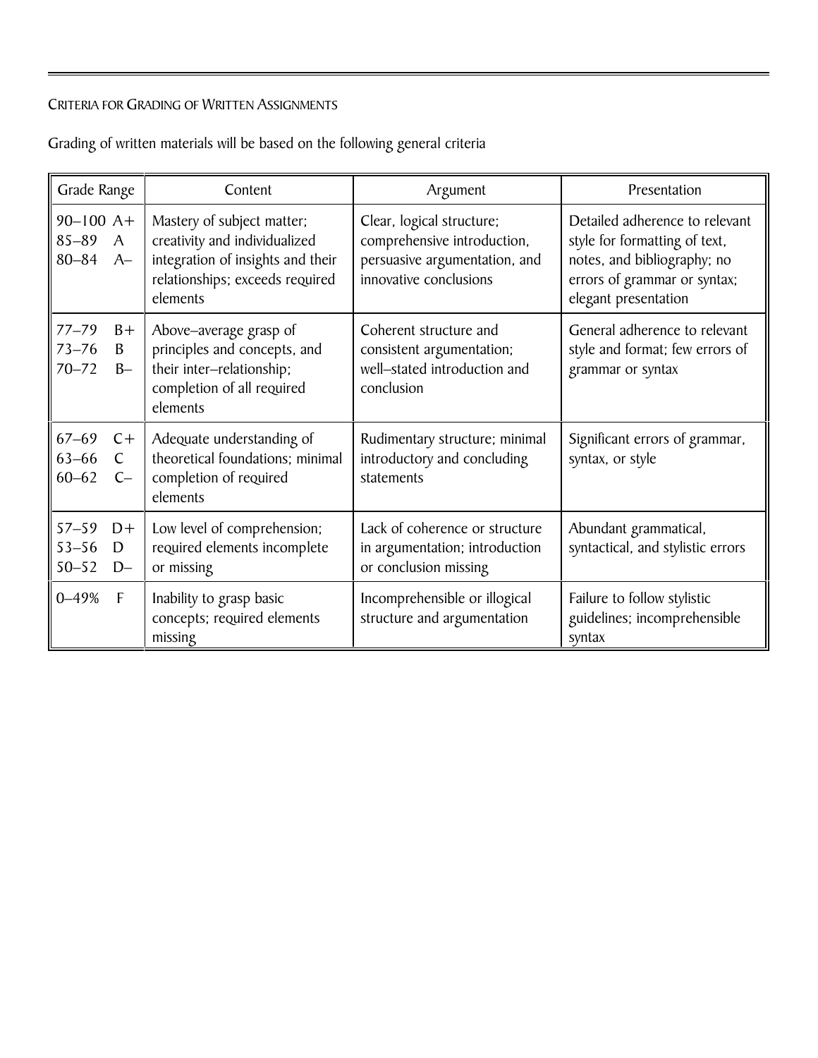## Criteria for Grading of Written Assignments

Grading of written materials will be based on the following general criteria

| Grade Range | Content | Argument | Presentation |
| --- | --- | --- | --- |
| 90–100 A+<br>85–89 A<br>80–84 A– | Mastery of subject matter; creativity and individualized integration of insights and their relationships; exceeds required elements | Clear, logical structure; comprehensive introduction, persuasive argumentation, and innovative conclusions | Detailed adherence to relevant style for formatting of text, notes, and bibliography; no errors of grammar or syntax; elegant presentation |
| 77–79 B+<br>73–76 B<br>70–72 B– | Above–average grasp of principles and concepts, and their inter–relationship; completion of all required elements | Coherent structure and consistent argumentation; well–stated introduction and conclusion | General adherence to relevant style and format; few errors of grammar or syntax |
| 67–69 C+<br>63–66 C<br>60–62 C– | Adequate understanding of theoretical foundations; minimal completion of required elements | Rudimentary structure; minimal introductory and concluding statements | Significant errors of grammar, syntax, or style |
| 57–59 D+<br>53–56 D<br>50–52 D– | Low level of comprehension; required elements incomplete or missing | Lack of coherence or structure in argumentation; introduction or conclusion missing | Abundant grammatical, syntactical, and stylistic errors |
| 0–49% F | Inability to grasp basic concepts; required elements missing | Incomprehensible or illogical structure and argumentation | Failure to follow stylistic guidelines; incomprehensible syntax |